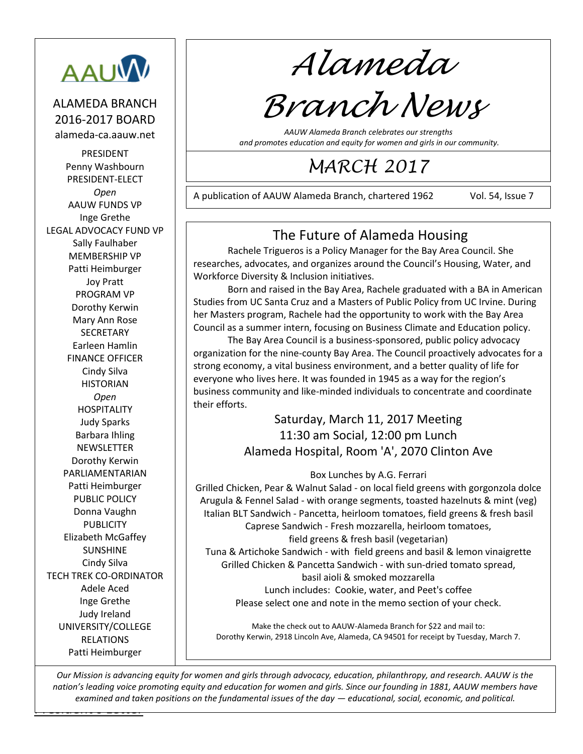# Alameda Branch News

*AAUW Alameda Branch celebrates our strengths and promotes education and equity for women and girls in our community.*

## MARCH 2017

A publication of AAUW Alameda Branch, chartered 1962 Vol. 54, Issue 7

AAUW

ALAMEDA BRANCH
2016-2017 BOARD
alameda-ca.aauw.net

PRESIDENT
Penny Washbourn
PRESIDENT-ELECT
*Open*
AAUW FUNDS VP
Inge Grethe
LEGAL ADVOCACY FUND VP
Sally Faulhaber
MEMBERSHIP VP
Patti Heimburger
Joy Pratt
PROGRAM VP
Dorothy Kerwin
Mary Ann Rose
SECRETARY
Earleen Hamlin
FINANCE OFFICER
Cindy Silva
HISTORIAN
*Open*
HOSPITALITY
Judy Sparks
Barbara Ihling
NEWSLETTER
Dorothy Kerwin
PARLIAMENTARIAN
Patti Heimburger
PUBLIC POLICY
Donna Vaughn
PUBLICITY
Elizabeth McGaffey
SUNSHINE
Cindy Silva
TECH TREK CO-ORDINATOR
Adele Aced
Inge Grethe
Judy Ireland
UNIVERSITY/COLLEGE RELATIONS
Patti Heimburger

## The Future of Alameda Housing

Rachele Trigueros is a Policy Manager for the Bay Area Council. She researches, advocates, and organizes around the Council's Housing, Water, and Workforce Diversity & Inclusion initiatives.

Born and raised in the Bay Area, Rachele graduated with a BA in American Studies from UC Santa Cruz and a Masters of Public Policy from UC Irvine. During her Masters program, Rachele had the opportunity to work with the Bay Area Council as a summer intern, focusing on Business Climate and Education policy.

The Bay Area Council is a business-sponsored, public policy advocacy organization for the nine-county Bay Area. The Council proactively advocates for a strong economy, a vital business environment, and a better quality of life for everyone who lives here. It was founded in 1945 as a way for the region's business community and like-minded individuals to concentrate and coordinate their efforts.

Saturday, March 11, 2017 Meeting
11:30 am Social, 12:00 pm Lunch
Alameda Hospital, Room 'A', 2070 Clinton Ave

Box Lunches by A.G. Ferrari

Grilled Chicken, Pear & Walnut Salad - on local field greens with gorgonzola dolce
Arugula & Fennel Salad - with orange segments, toasted hazelnuts & mint (veg)
Italian BLT Sandwich - Pancetta, heirloom tomatoes, field greens & fresh basil
Caprese Sandwich - Fresh mozzarella, heirloom tomatoes, field greens & fresh basil (vegetarian)
Tuna & Artichoke Sandwich - with field greens and basil & lemon vinaigrette
Grilled Chicken & Pancetta Sandwich - with sun-dried tomato spread, basil aioli & smoked mozzarella
Lunch includes: Cookie, water, and Peet's coffee
Please select one and note in the memo section of your check.

Make the check out to AAUW-Alameda Branch for $22 and mail to:
Dorothy Kerwin, 2918 Lincoln Ave, Alameda, CA 94501 for receipt by Tuesday, March 7.

*Our Mission is advancing equity for women and girls through advocacy, education, philanthropy, and research. AAUW is the nation's leading voice promoting equity and education for women and girls. Since our founding in 1881, AAUW members have examined and taken positions on the fundamental issues of the day — educational, social, economic, and political.*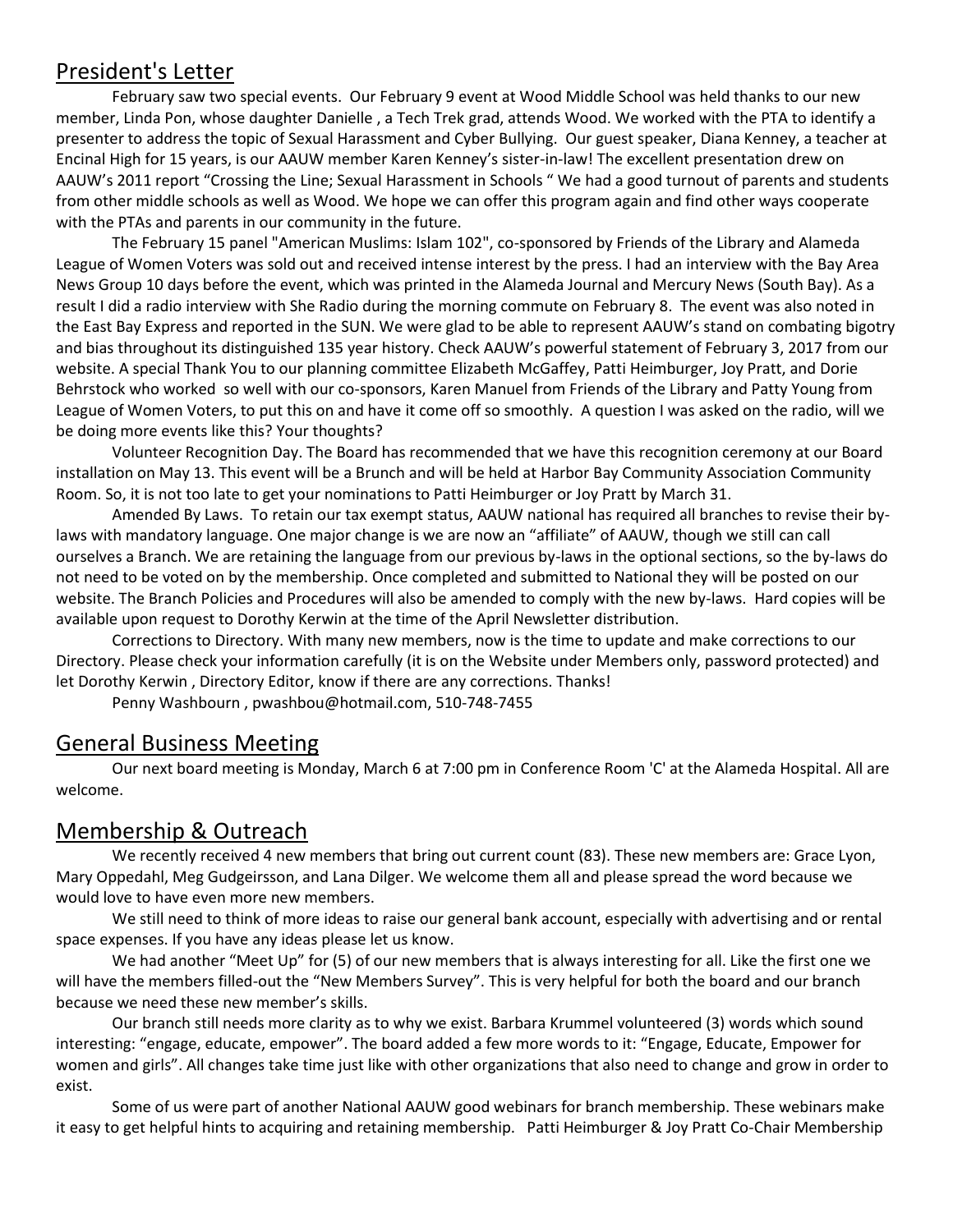## President's Letter

February saw two special events. Our February 9 event at Wood Middle School was held thanks to our new member, Linda Pon, whose daughter Danielle , a Tech Trek grad, attends Wood. We worked with the PTA to identify a presenter to address the topic of Sexual Harassment and Cyber Bullying. Our guest speaker, Diana Kenney, a teacher at Encinal High for 15 years, is our AAUW member Karen Kenney's sister-in-law! The excellent presentation drew on AAUW's 2011 report "Crossing the Line; Sexual Harassment in Schools " We had a good turnout of parents and students from other middle schools as well as Wood. We hope we can offer this program again and find other ways cooperate with the PTAs and parents in our community in the future.

The February 15 panel "American Muslims: Islam 102", co-sponsored by Friends of the Library and Alameda League of Women Voters was sold out and received intense interest by the press. I had an interview with the Bay Area News Group 10 days before the event, which was printed in the Alameda Journal and Mercury News (South Bay). As a result I did a radio interview with She Radio during the morning commute on February 8. The event was also noted in the East Bay Express and reported in the SUN. We were glad to be able to represent AAUW's stand on combating bigotry and bias throughout its distinguished 135 year history. Check AAUW's powerful statement of February 3, 2017 from our website. A special Thank You to our planning committee Elizabeth McGaffey, Patti Heimburger, Joy Pratt, and Dorie Behrstock who worked so well with our co-sponsors, Karen Manuel from Friends of the Library and Patty Young from League of Women Voters, to put this on and have it come off so smoothly. A question I was asked on the radio, will we be doing more events like this? Your thoughts?

Volunteer Recognition Day. The Board has recommended that we have this recognition ceremony at our Board installation on May 13. This event will be a Brunch and will be held at Harbor Bay Community Association Community Room. So, it is not too late to get your nominations to Patti Heimburger or Joy Pratt by March 31.

Amended By Laws. To retain our tax exempt status, AAUW national has required all branches to revise their by-laws with mandatory language. One major change is we are now an "affiliate" of AAUW, though we still can call ourselves a Branch. We are retaining the language from our previous by-laws in the optional sections, so the by-laws do not need to be voted on by the membership. Once completed and submitted to National they will be posted on our website. The Branch Policies and Procedures will also be amended to comply with the new by-laws. Hard copies will be available upon request to Dorothy Kerwin at the time of the April Newsletter distribution.

Corrections to Directory. With many new members, now is the time to update and make corrections to our Directory. Please check your information carefully (it is on the Website under Members only, password protected) and let Dorothy Kerwin , Directory Editor, know if there are any corrections. Thanks!

Penny Washbourn , pwashbou@hotmail.com, 510-748-7455

## General Business Meeting

Our next board meeting is Monday, March 6 at 7:00 pm in Conference Room 'C' at the Alameda Hospital. All are welcome.

## Membership & Outreach

We recently received 4 new members that bring out current count (83). These new members are: Grace Lyon, Mary Oppedahl, Meg Gudgeirsson, and Lana Dilger. We welcome them all and please spread the word because we would love to have even more new members.

We still need to think of more ideas to raise our general bank account, especially with advertising and or rental space expenses. If you have any ideas please let us know.

We had another "Meet Up" for (5) of our new members that is always interesting for all. Like the first one we will have the members filled-out the "New Members Survey". This is very helpful for both the board and our branch because we need these new member's skills.

Our branch still needs more clarity as to why we exist. Barbara Krummel volunteered (3) words which sound interesting: "engage, educate, empower". The board added a few more words to it: "Engage, Educate, Empower for women and girls". All changes take time just like with other organizations that also need to change and grow in order to exist.

Some of us were part of another National AAUW good webinars for branch membership. These webinars make it easy to get helpful hints to acquiring and retaining membership. Patti Heimburger & Joy Pratt Co-Chair Membership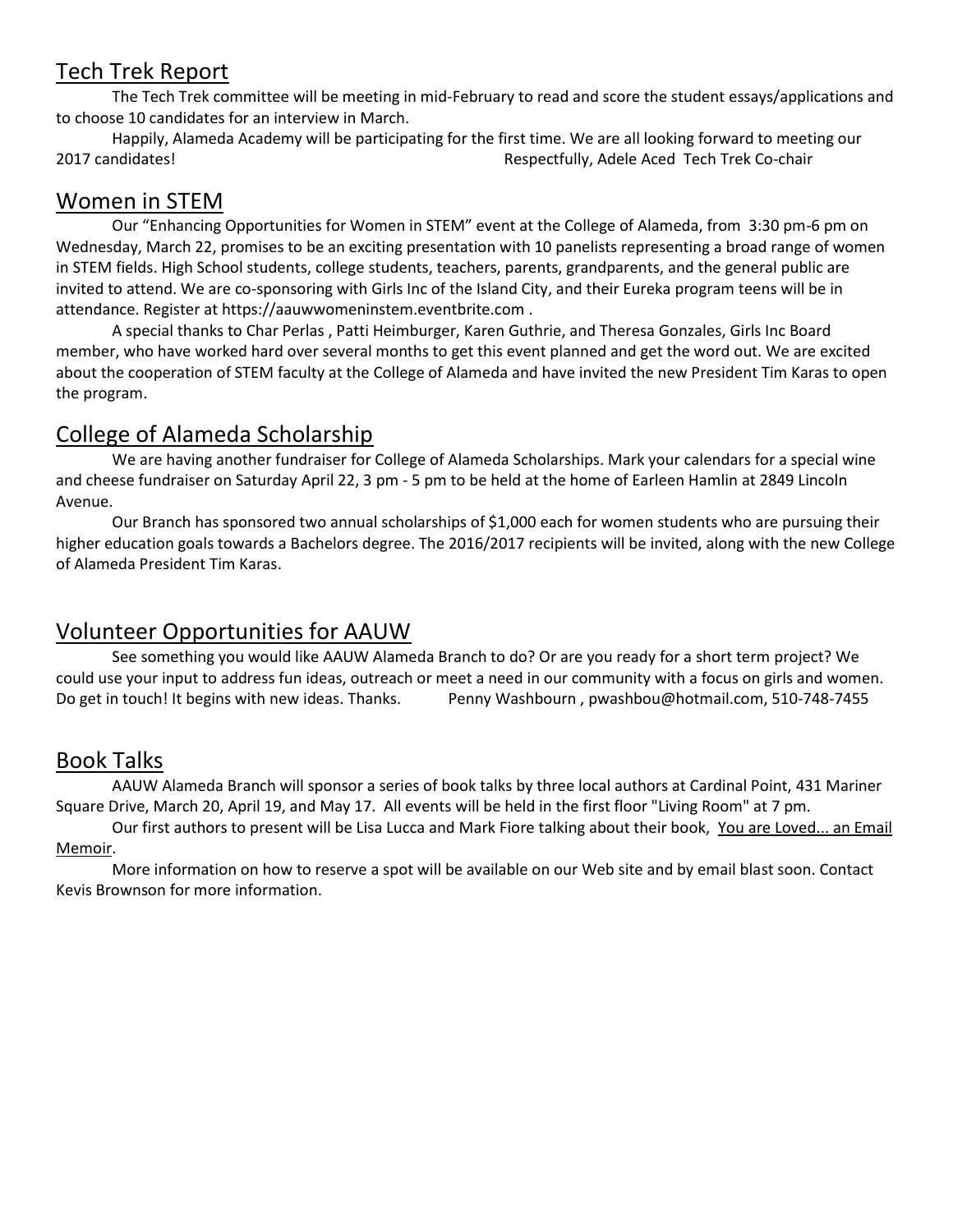## Tech Trek Report

The Tech Trek committee will be meeting in mid-February to read and score the student essays/applications and to choose 10 candidates for an interview in March.

Happily, Alameda Academy will be participating for the first time. We are all looking forward to meeting our 2017 candidates! Respectfully, Adele Aced Tech Trek Co-chair

## Women in STEM

Our "Enhancing Opportunities for Women in STEM" event at the College of Alameda, from 3:30 pm-6 pm on Wednesday, March 22, promises to be an exciting presentation with 10 panelists representing a broad range of women in STEM fields. High School students, college students, teachers, parents, grandparents, and the general public are invited to attend. We are co-sponsoring with Girls Inc of the Island City, and their Eureka program teens will be in attendance. Register at https://aauwwomeninstem.eventbrite.com .

A special thanks to Char Perlas , Patti Heimburger, Karen Guthrie, and Theresa Gonzales, Girls Inc Board member, who have worked hard over several months to get this event planned and get the word out. We are excited about the cooperation of STEM faculty at the College of Alameda and have invited the new President Tim Karas to open the program.

## College of Alameda Scholarship

We are having another fundraiser for College of Alameda Scholarships. Mark your calendars for a special wine and cheese fundraiser on Saturday April 22, 3 pm - 5 pm to be held at the home of Earleen Hamlin at 2849 Lincoln Avenue.

Our Branch has sponsored two annual scholarships of $1,000 each for women students who are pursuing their higher education goals towards a Bachelors degree. The 2016/2017 recipients will be invited, along with the new College of Alameda President Tim Karas.

## Volunteer Opportunities for AAUW

See something you would like AAUW Alameda Branch to do? Or are you ready for a short term project? We could use your input to address fun ideas, outreach or meet a need in our community with a focus on girls and women. Do get in touch! It begins with new ideas. Thanks. Penny Washbourn , pwashbou@hotmail.com, 510-748-7455

## Book Talks

AAUW Alameda Branch will sponsor a series of book talks by three local authors at Cardinal Point, 431 Mariner Square Drive, March 20, April 19, and May 17. All events will be held in the first floor "Living Room" at 7 pm.

Our first authors to present will be Lisa Lucca and Mark Fiore talking about their book, You are Loved... an Email Memoir.

More information on how to reserve a spot will be available on our Web site and by email blast soon. Contact Kevis Brownson for more information.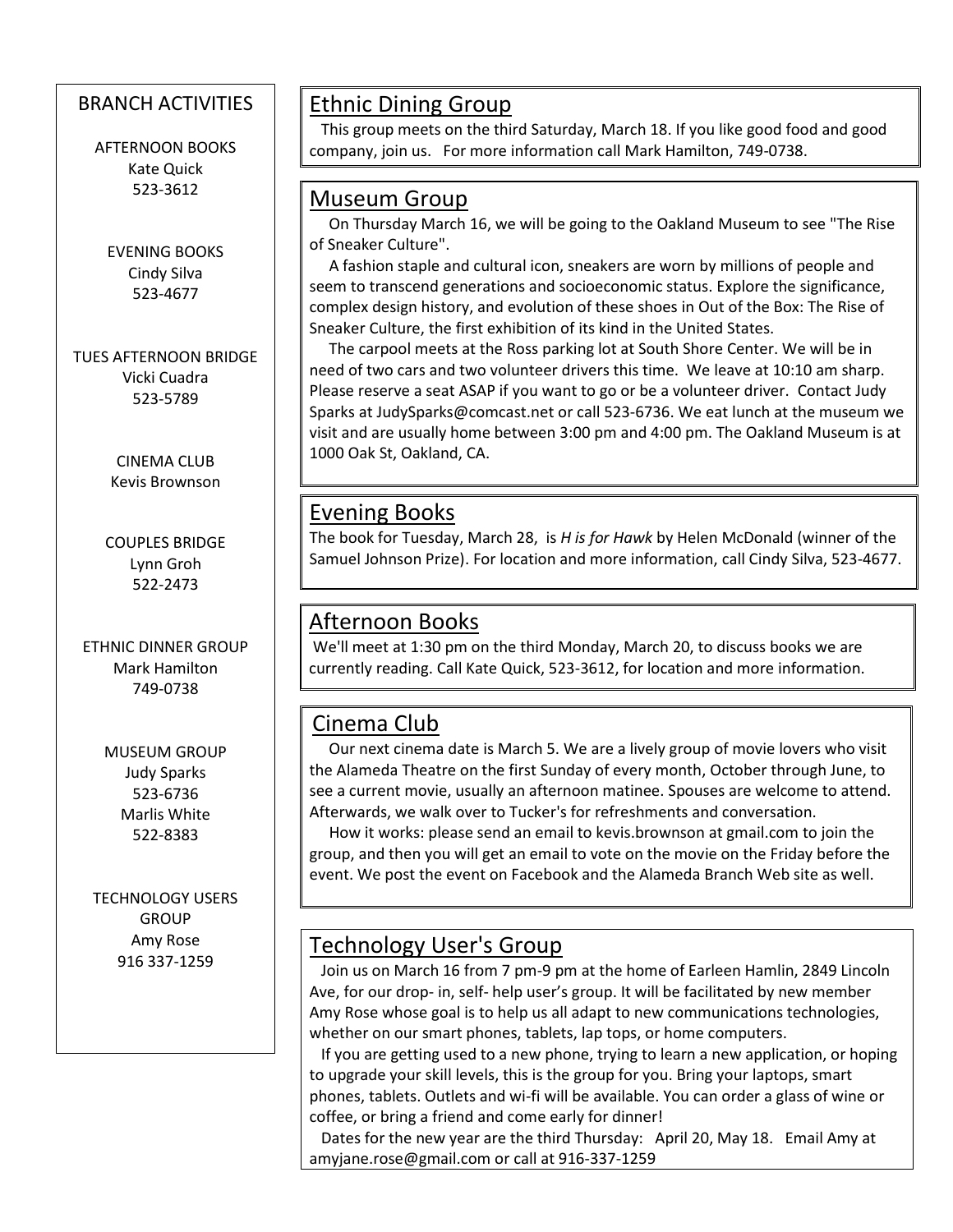## BRANCH ACTIVITIES

AFTERNOON BOOKS
Kate Quick
523-3612

EVENING BOOKS
Cindy Silva
523-4677

TUES AFTERNOON BRIDGE
Vicki Cuadra
523-5789

CINEMA CLUB
Kevis Brownson

COUPLES BRIDGE
Lynn Groh
522-2473

ETHNIC DINNER GROUP
Mark Hamilton
749-0738

MUSEUM GROUP
Judy Sparks
523-6736
Marlis White
522-8383

TECHNOLOGY USERS GROUP
Amy Rose
916 337-1259

## Ethnic Dining Group

This group meets on the third Saturday, March 18. If you like good food and good company, join us. For more information call Mark Hamilton, 749-0738.

## Museum Group

On Thursday March 16, we will be going to the Oakland Museum to see "The Rise of Sneaker Culture".

A fashion staple and cultural icon, sneakers are worn by millions of people and seem to transcend generations and socioeconomic status. Explore the significance, complex design history, and evolution of these shoes in Out of the Box: The Rise of Sneaker Culture, the first exhibition of its kind in the United States.

The carpool meets at the Ross parking lot at South Shore Center. We will be in need of two cars and two volunteer drivers this time. We leave at 10:10 am sharp. Please reserve a seat ASAP if you want to go or be a volunteer driver. Contact Judy Sparks at JudySparks@comcast.net or call 523-6736. We eat lunch at the museum we visit and are usually home between 3:00 pm and 4:00 pm. The Oakland Museum is at 1000 Oak St, Oakland, CA.

## Evening Books

The book for Tuesday, March 28, is *H is for Hawk* by Helen McDonald (winner of the Samuel Johnson Prize). For location and more information, call Cindy Silva, 523-4677.

## Afternoon Books

We'll meet at 1:30 pm on the third Monday, March 20, to discuss books we are currently reading. Call Kate Quick, 523-3612, for location and more information.

## Cinema Club

Our next cinema date is March 5. We are a lively group of movie lovers who visit the Alameda Theatre on the first Sunday of every month, October through June, to see a current movie, usually an afternoon matinee. Spouses are welcome to attend. Afterwards, we walk over to Tucker's for refreshments and conversation.

How it works: please send an email to kevis.brownson at gmail.com to join the group, and then you will get an email to vote on the movie on the Friday before the event. We post the event on Facebook and the Alameda Branch Web site as well.

## Technology User's Group

Join us on March 16 from 7 pm-9 pm at the home of Earleen Hamlin, 2849 Lincoln Ave, for our drop- in, self- help user's group. It will be facilitated by new member Amy Rose whose goal is to help us all adapt to new communications technologies, whether on our smart phones, tablets, lap tops, or home computers.

If you are getting used to a new phone, trying to learn a new application, or hoping to upgrade your skill levels, this is the group for you. Bring your laptops, smart phones, tablets. Outlets and wi-fi will be available. You can order a glass of wine or coffee, or bring a friend and come early for dinner!

Dates for the new year are the third Thursday: April 20, May 18. Email Amy at amyjane.rose@gmail.com or call at 916-337-1259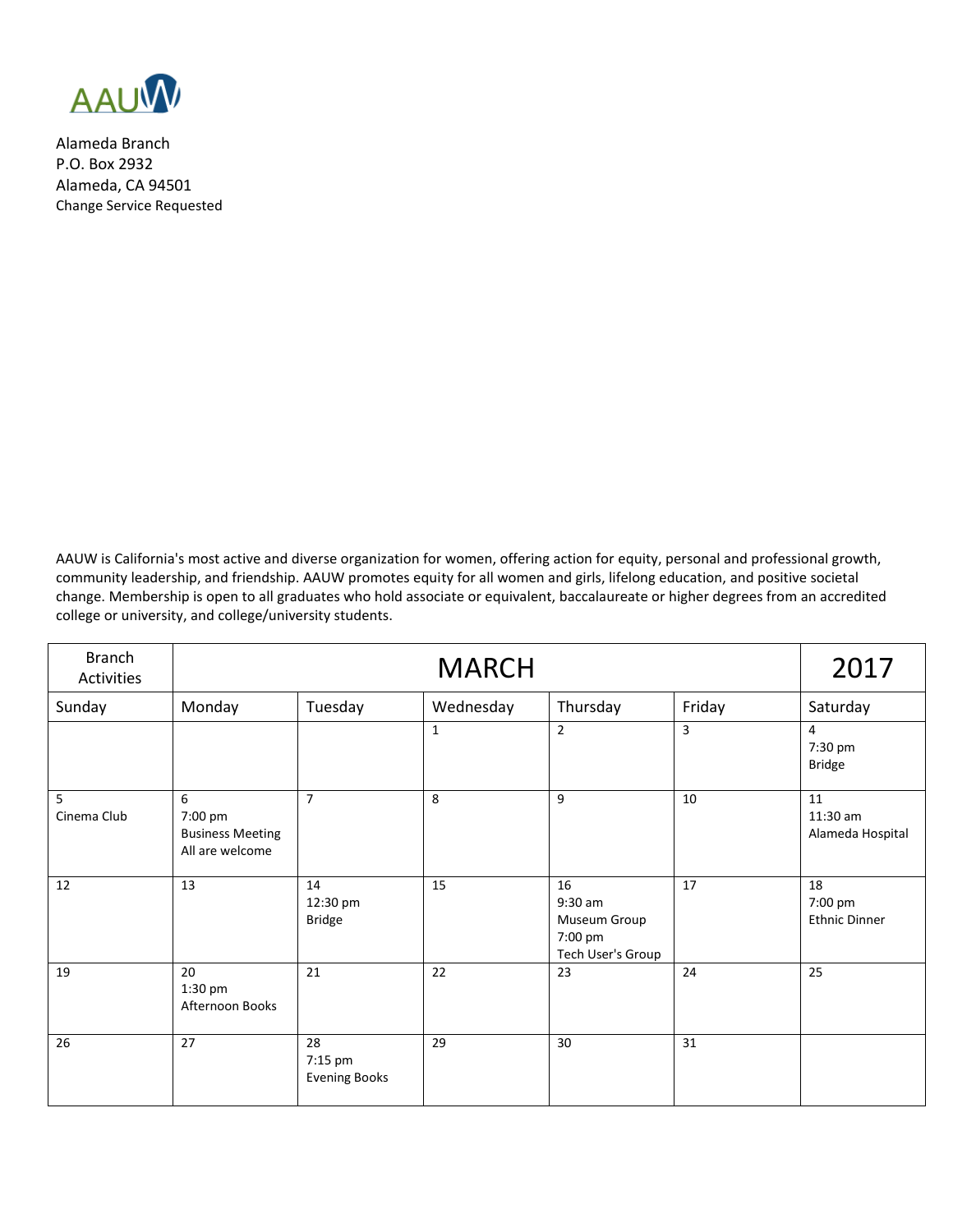AAUW

Alameda Branch
P.O. Box 2932
Alameda, CA 94501
Change Service Requested

AAUW is California's most active and diverse organization for women, offering action for equity, personal and professional growth, community leadership, and friendship. AAUW promotes equity for all women and girls, lifelong education, and positive societal change. Membership is open to all graduates who hold associate or equivalent, baccalaureate or higher degrees from an accredited college or university, and college/university students.

| Branch Activities | MARCH | | | | | 2017 |
|---|---|---|---|---|---|---|
| Sunday | Monday | Tuesday | Wednesday | Thursday | Friday | Saturday |
| | | | 1 | 2 | 3 | 4<br>7:30 pm<br>Bridge |
| 5<br>Cinema Club | 6<br>7:00 pm<br>Business Meeting<br>All are welcome | 7 | 8 | 9 | 10 | 11<br>11:30 am<br>Alameda Hospital |
| 12 | 13 | 14<br>12:30 pm<br>Bridge | 15 | 16<br>9:30 am<br>Museum Group<br>7:00 pm<br>Tech User's Group | 17 | 18<br>7:00 pm<br>Ethnic Dinner |
| 19 | 20<br>1:30 pm<br>Afternoon Books | 21 | 22 | 23 | 24 | 25 |
| 26 | 27 | 28<br>7:15 pm<br>Evening Books | 29 | 30 | 31 | |